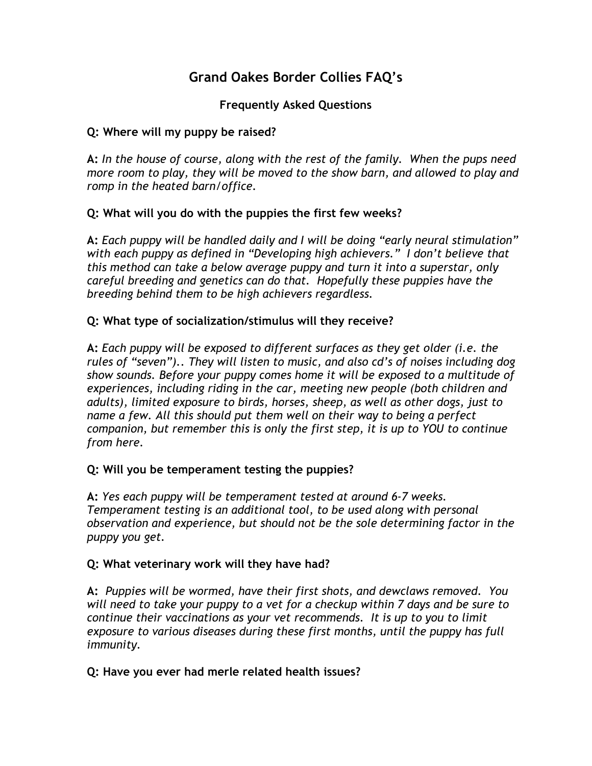# Grand Oakes Border Collies FAQ's

## Frequently Asked Questions

**Q: Where will my puppy be raised?**

**A:** *In the house of course, along with the rest of the family. When the pups need more room to play, they will be moved to the show barn, and allowed to play and romp in the heated barn/office.*

**Q: What will you do with the puppies the first few weeks?**

**A:** *Each puppy will be handled daily and I will be doing "early neural stimulation" with each puppy as defined in "Developing high achievers." I don't believe that this method can take a below average puppy and turn it into a superstar, only careful breeding and genetics can do that. Hopefully these puppies have the breeding behind them to be high achievers regardless.*

**Q: What type of socialization/stimulus will they receive?**

**A:** *Each puppy will be exposed to different surfaces as they get older (i.e. the rules of "seven").. They will listen to music, and also cd's of noises including dog show sounds. Before your puppy comes home it will be exposed to a multitude of experiences, including riding in the car, meeting new people (both children and adults), limited exposure to birds, horses, sheep, as well as other dogs, just to name a few. All this should put them well on their way to being a perfect companion, but remember this is only the first step, it is up to YOU to continue from here.*

**Q: Will you be temperament testing the puppies?**

**A:** *Yes each puppy will be temperament tested at around 6-7 weeks. Temperament testing is an additional tool, to be used along with personal observation and experience, but should not be the sole determining factor in the puppy you get.*

**Q: What veterinary work will they have had?**

**A:** *Puppies will be wormed, have their first shots, and dewclaws removed. You will need to take your puppy to a vet for a checkup within 7 days and be sure to continue their vaccinations as your vet recommends. It is up to you to limit exposure to various diseases during these first months, until the puppy has full immunity.*

**Q: Have you ever had merle related health issues?**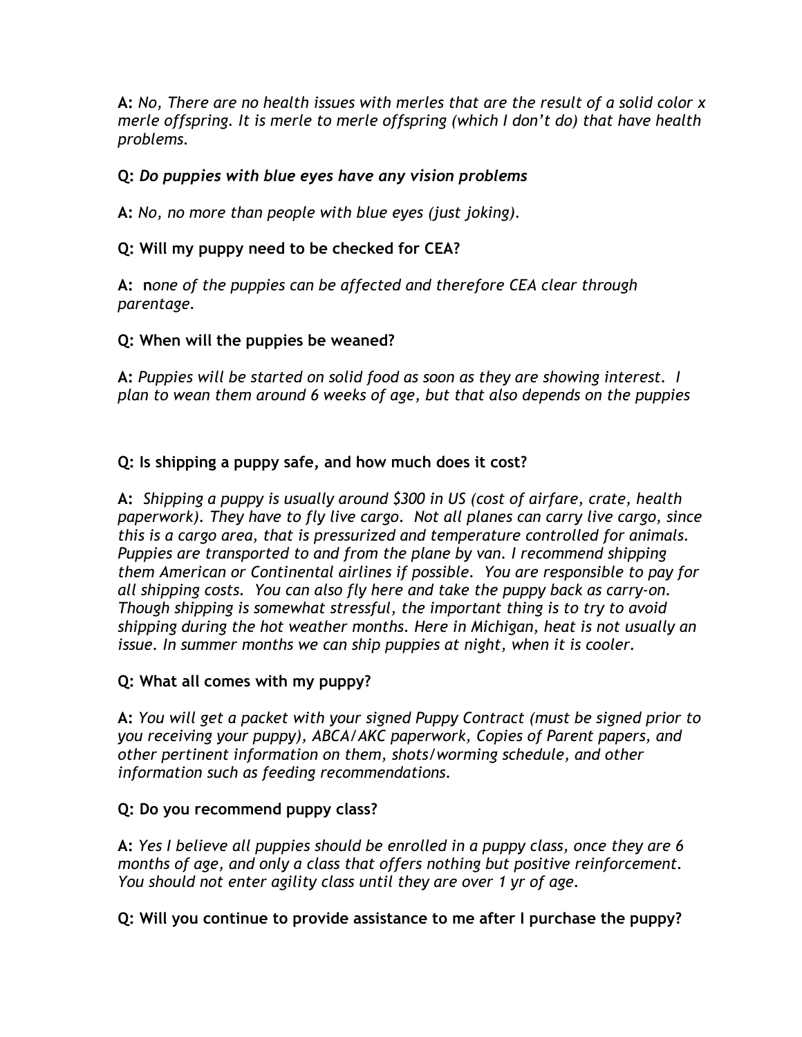**A:** *No, There are no health issues with merles that are the result of a solid color x merle offspring. It is merle to merle offspring (which I don't do) that have health problems.*

**Q:** ***Do puppies with blue eyes have any vision problems***

**A:** *No, no more than people with blue eyes (just joking).*

**Q: Will my puppy need to be checked for CEA?**

**A:** **n***one of the puppies can be affected and therefore CEA clear through parentage.*

**Q: When will the puppies be weaned?**

**A:** *Puppies will be started on solid food as soon as they are showing interest. I plan to wean them around 6 weeks of age, but that also depends on the puppies*

**Q: Is shipping a puppy safe, and how much does it cost?**

**A:** *Shipping a puppy is usually around $300 in US (cost of airfare, crate, health paperwork). They have to fly live cargo. Not all planes can carry live cargo, since this is a cargo area, that is pressurized and temperature controlled for animals. Puppies are transported to and from the plane by van. I recommend shipping them American or Continental airlines if possible. You are responsible to pay for all shipping costs. You can also fly here and take the puppy back as carry-on. Though shipping is somewhat stressful, the important thing is to try to avoid shipping during the hot weather months. Here in Michigan, heat is not usually an issue. In summer months we can ship puppies at night, when it is cooler.*

**Q: What all comes with my puppy?**

**A:** *You will get a packet with your signed Puppy Contract (must be signed prior to you receiving your puppy), ABCA/AKC paperwork, Copies of Parent papers, and other pertinent information on them, shots/worming schedule, and other information such as feeding recommendations.*

**Q: Do you recommend puppy class?**

**A:** *Yes I believe all puppies should be enrolled in a puppy class, once they are 6 months of age, and only a class that offers nothing but positive reinforcement. You should not enter agility class until they are over 1 yr of age.*

**Q: Will you continue to provide assistance to me after I purchase the puppy?**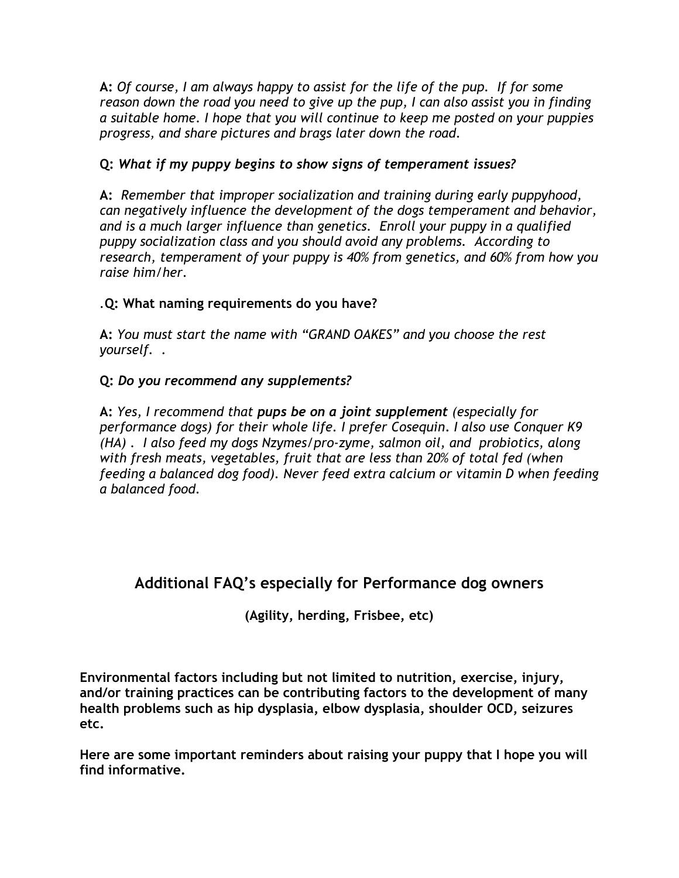**A:** *Of course, I am always happy to assist for the life of the pup. If for some reason down the road you need to give up the pup, I can also assist you in finding a suitable home. I hope that you will continue to keep me posted on your puppies progress, and share pictures and brags later down the road.*

**Q:** ***What if my puppy begins to show signs of temperament issues?***

**A:** *Remember that improper socialization and training during early puppyhood, can negatively influence the development of the dogs temperament and behavior, and is a much larger influence than genetics. Enroll your puppy in a qualified puppy socialization class and you should avoid any problems. According to research, temperament of your puppy is 40% from genetics, and 60% from how you raise him/her.*

**.Q: What naming requirements do you have?**

**A:** *You must start the name with "GRAND OAKES" and you choose the rest yourself. .*

**Q:** ***Do you recommend any supplements?***

**A:** *Yes, I recommend that **pups be on a joint supplement** (especially for performance dogs) for their whole life. I prefer Cosequin. I also use Conquer K9 (HA) . I also feed my dogs Nzymes/pro-zyme, salmon oil, and probiotics, along with fresh meats, vegetables, fruit that are less than 20% of total fed (when feeding a balanced dog food). Never feed extra calcium or vitamin D when feeding a balanced food.*

## Additional FAQ's especially for Performance dog owners

**(Agility, herding, Frisbee, etc)**

**Environmental factors including but not limited to nutrition, exercise, injury, and/or training practices can be contributing factors to the development of many health problems such as hip dysplasia, elbow dysplasia, shoulder OCD, seizures etc.**

**Here are some important reminders about raising your puppy that I hope you will find informative.**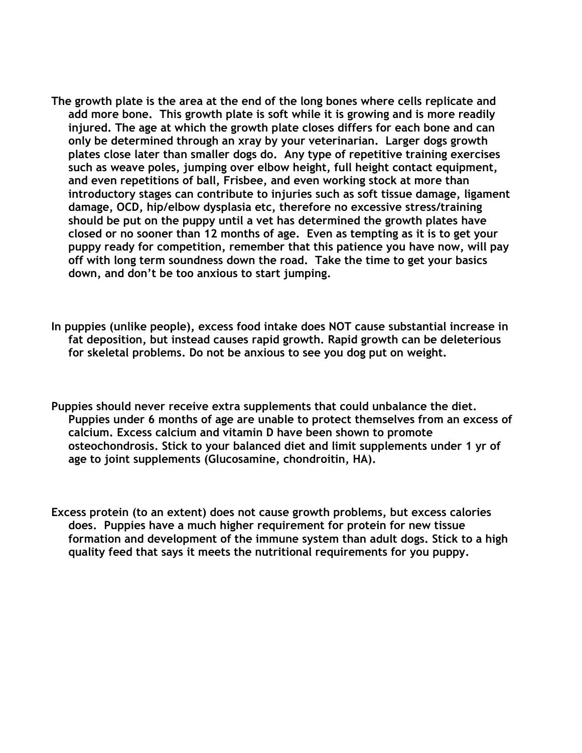**The growth plate is the area at the end of the long bones where cells replicate and add more bone. This growth plate is soft while it is growing and is more readily injured. The age at which the growth plate closes differs for each bone and can only be determined through an xray by your veterinarian. Larger dogs growth plates close later than smaller dogs do. Any type of repetitive training exercises such as weave poles, jumping over elbow height, full height contact equipment, and even repetitions of ball, Frisbee, and even working stock at more than introductory stages can contribute to injuries such as soft tissue damage, ligament damage, OCD, hip/elbow dysplasia etc, therefore no excessive stress/training should be put on the puppy until a vet has determined the growth plates have closed or no sooner than 12 months of age. Even as tempting as it is to get your puppy ready for competition, remember that this patience you have now, will pay off with long term soundness down the road. Take the time to get your basics down, and don't be too anxious to start jumping.**

**In puppies (unlike people), excess food intake does NOT cause substantial increase in fat deposition, but instead causes rapid growth. Rapid growth can be deleterious for skeletal problems. Do not be anxious to see you dog put on weight.**

**Puppies should never receive extra supplements that could unbalance the diet. Puppies under 6 months of age are unable to protect themselves from an excess of calcium. Excess calcium and vitamin D have been shown to promote osteochondrosis. Stick to your balanced diet and limit supplements under 1 yr of age to joint supplements (Glucosamine, chondroitin, HA).**

**Excess protein (to an extent) does not cause growth problems, but excess calories does. Puppies have a much higher requirement for protein for new tissue formation and development of the immune system than adult dogs. Stick to a high quality feed that says it meets the nutritional requirements for you puppy.**